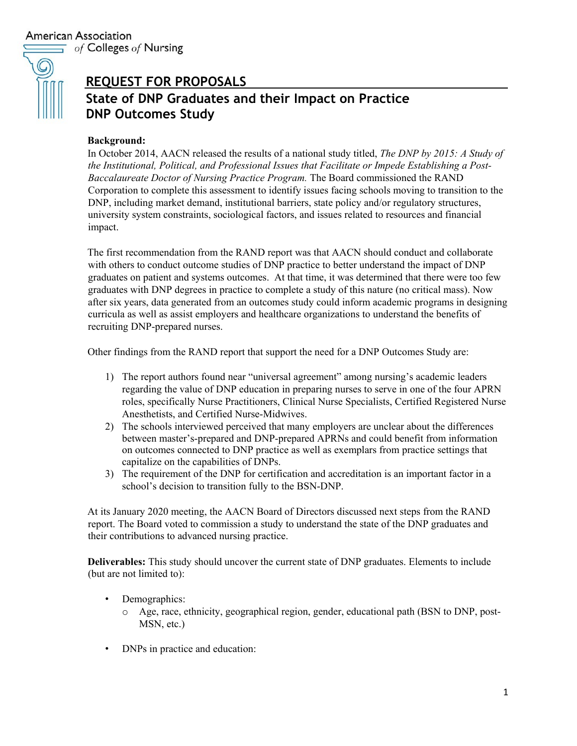American Association of Colleges of Nursing

# REQUEST FOR PROPOSALS

## State of DNP Graduates and their Impact on Practice
## DNP Outcomes Study

**Background:**
In October 2014, AACN released the results of a national study titled, *The DNP by 2015: A Study of the Institutional, Political, and Professional Issues that Facilitate or Impede Establishing a Post-Baccalaureate Doctor of Nursing Practice Program.* The Board commissioned the RAND Corporation to complete this assessment to identify issues facing schools moving to transition to the DNP, including market demand, institutional barriers, state policy and/or regulatory structures, university system constraints, sociological factors, and issues related to resources and financial impact.

The first recommendation from the RAND report was that AACN should conduct and collaborate with others to conduct outcome studies of DNP practice to better understand the impact of DNP graduates on patient and systems outcomes. At that time, it was determined that there were too few graduates with DNP degrees in practice to complete a study of this nature (no critical mass). Now after six years, data generated from an outcomes study could inform academic programs in designing curricula as well as assist employers and healthcare organizations to understand the benefits of recruiting DNP-prepared nurses.

Other findings from the RAND report that support the need for a DNP Outcomes Study are:

1) The report authors found near "universal agreement" among nursing's academic leaders regarding the value of DNP education in preparing nurses to serve in one of the four APRN roles, specifically Nurse Practitioners, Clinical Nurse Specialists, Certified Registered Nurse Anesthetists, and Certified Nurse-Midwives.
2) The schools interviewed perceived that many employers are unclear about the differences between master's-prepared and DNP-prepared APRNs and could benefit from information on outcomes connected to DNP practice as well as exemplars from practice settings that capitalize on the capabilities of DNPs.
3) The requirement of the DNP for certification and accreditation is an important factor in a school's decision to transition fully to the BSN-DNP.

At its January 2020 meeting, the AACN Board of Directors discussed next steps from the RAND report. The Board voted to commission a study to understand the state of the DNP graduates and their contributions to advanced nursing practice.

**Deliverables:** This study should uncover the current state of DNP graduates. Elements to include (but are not limited to):

- Demographics:
  - Age, race, ethnicity, geographical region, gender, educational path (BSN to DNP, post-MSN, etc.)
- DNPs in practice and education: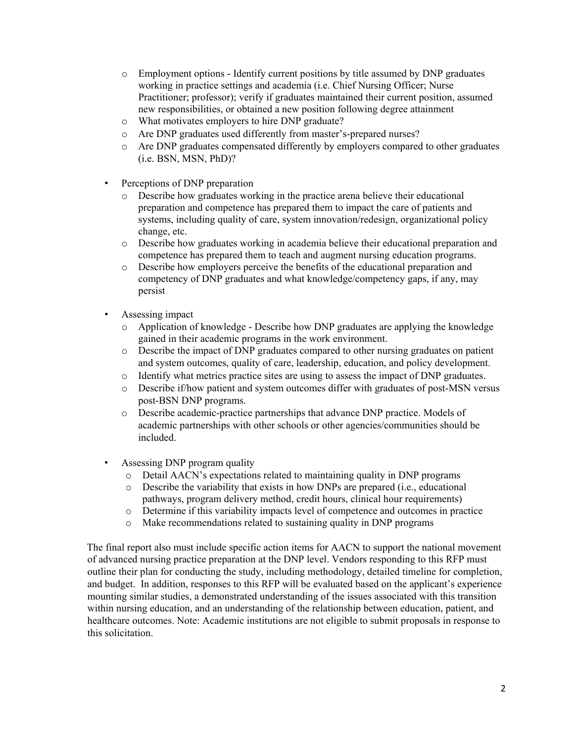- Employment options - Identify current positions by title assumed by DNP graduates working in practice settings and academia (i.e. Chief Nursing Officer; Nurse Practitioner; professor); verify if graduates maintained their current position, assumed new responsibilities, or obtained a new position following degree attainment
  - What motivates employers to hire DNP graduate?
  - Are DNP graduates used differently from master's-prepared nurses?
  - Are DNP graduates compensated differently by employers compared to other graduates (i.e. BSN, MSN, PhD)?

- Perceptions of DNP preparation
  - Describe how graduates working in the practice arena believe their educational preparation and competence has prepared them to impact the care of patients and systems, including quality of care, system innovation/redesign, organizational policy change, etc.
  - Describe how graduates working in academia believe their educational preparation and competence has prepared them to teach and augment nursing education programs.
  - Describe how employers perceive the benefits of the educational preparation and competency of DNP graduates and what knowledge/competency gaps, if any, may persist

- Assessing impact
  - Application of knowledge - Describe how DNP graduates are applying the knowledge gained in their academic programs in the work environment.
  - Describe the impact of DNP graduates compared to other nursing graduates on patient and system outcomes, quality of care, leadership, education, and policy development.
  - Identify what metrics practice sites are using to assess the impact of DNP graduates.
  - Describe if/how patient and system outcomes differ with graduates of post-MSN versus post-BSN DNP programs.
  - Describe academic-practice partnerships that advance DNP practice. Models of academic partnerships with other schools or other agencies/communities should be included.

- Assessing DNP program quality
  - Detail AACN's expectations related to maintaining quality in DNP programs
  - Describe the variability that exists in how DNPs are prepared (i.e., educational pathways, program delivery method, credit hours, clinical hour requirements)
  - Determine if this variability impacts level of competence and outcomes in practice
  - Make recommendations related to sustaining quality in DNP programs

The final report also must include specific action items for AACN to support the national movement of advanced nursing practice preparation at the DNP level. Vendors responding to this RFP must outline their plan for conducting the study, including methodology, detailed timeline for completion, and budget. In addition, responses to this RFP will be evaluated based on the applicant's experience mounting similar studies, a demonstrated understanding of the issues associated with this transition within nursing education, and an understanding of the relationship between education, patient, and healthcare outcomes. Note: Academic institutions are not eligible to submit proposals in response to this solicitation.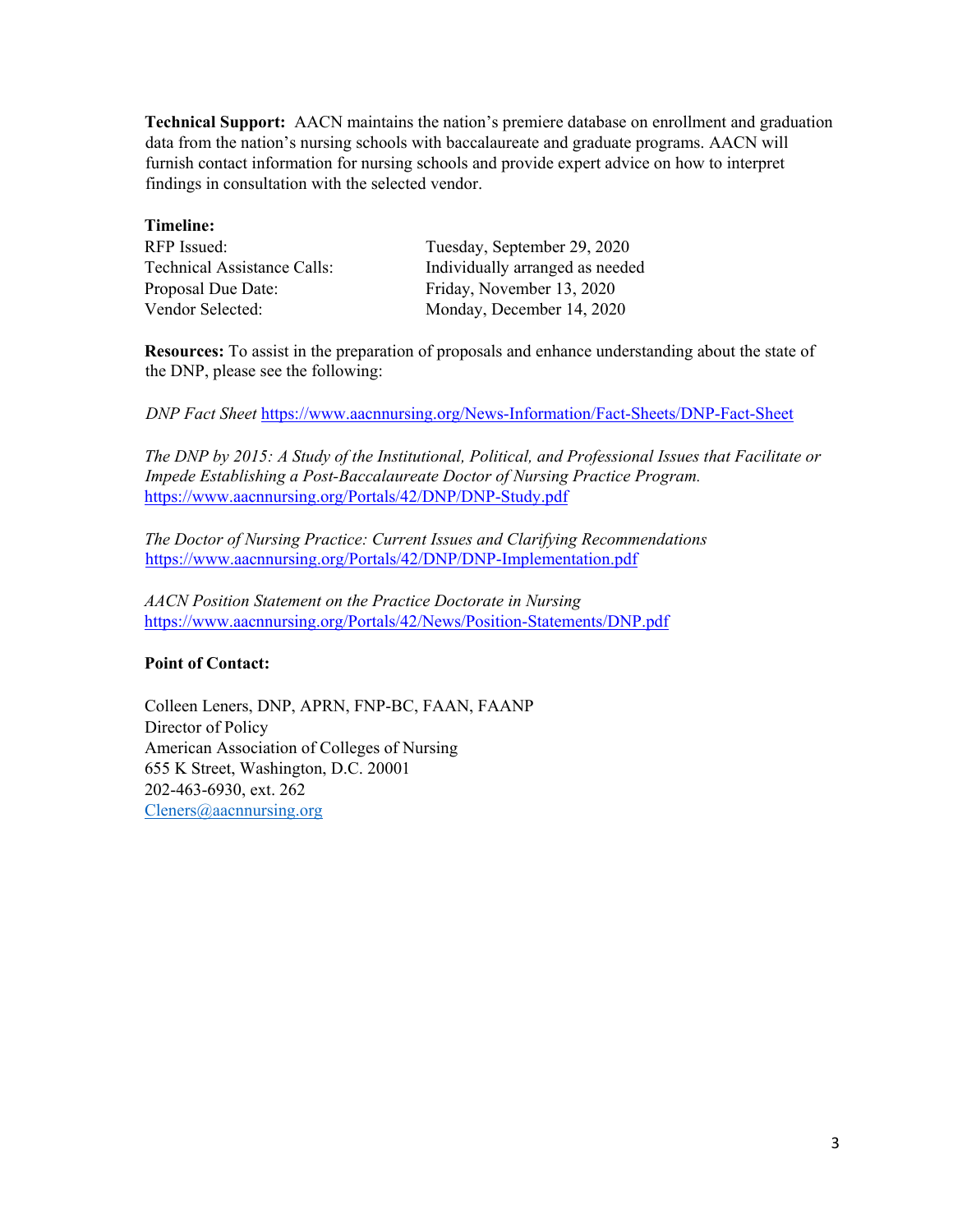**Technical Support:** AACN maintains the nation's premiere database on enrollment and graduation data from the nation's nursing schools with baccalaureate and graduate programs. AACN will furnish contact information for nursing schools and provide expert advice on how to interpret findings in consultation with the selected vendor.

**Timeline:**

| | |
|---|---|
| RFP Issued: | Tuesday, September 29, 2020 |
| Technical Assistance Calls: | Individually arranged as needed |
| Proposal Due Date: | Friday, November 13, 2020 |
| Vendor Selected: | Monday, December 14, 2020 |

**Resources:** To assist in the preparation of proposals and enhance understanding about the state of the DNP, please see the following:

*DNP Fact Sheet* https://www.aacnnursing.org/News-Information/Fact-Sheets/DNP-Fact-Sheet

*The DNP by 2015: A Study of the Institutional, Political, and Professional Issues that Facilitate or Impede Establishing a Post-Baccalaureate Doctor of Nursing Practice Program.* https://www.aacnnursing.org/Portals/42/DNP/DNP-Study.pdf

*The Doctor of Nursing Practice: Current Issues and Clarifying Recommendations* https://www.aacnnursing.org/Portals/42/DNP/DNP-Implementation.pdf

*AACN Position Statement on the Practice Doctorate in Nursing* https://www.aacnnursing.org/Portals/42/News/Position-Statements/DNP.pdf

**Point of Contact:**

Colleen Leners, DNP, APRN, FNP-BC, FAAN, FAANP
Director of Policy
American Association of Colleges of Nursing
655 K Street, Washington, D.C. 20001
202-463-6930, ext. 262
Cleners@aacnnursing.org